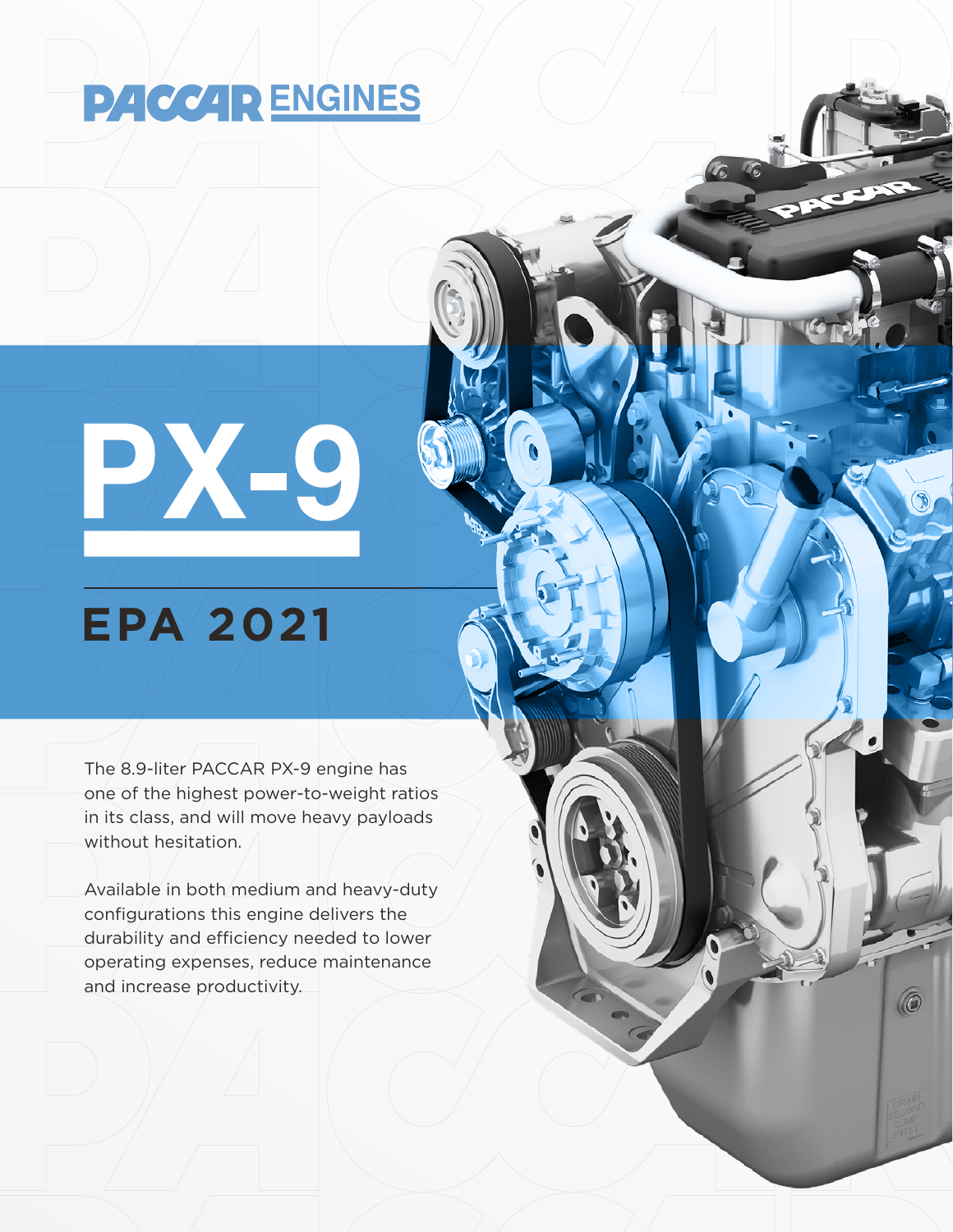# PACCAR ENGINES

# PX-9

## EPA 2021

The 8.9-liter PACCAR PX-9 engine has one of the highest power-to-weight ratios in its class, and will move heavy payloads without hesitation.

Available in both medium and heavy-duty configurations this engine delivers the durability and efficiency needed to lower operating expenses, reduce maintenance and increase productivity.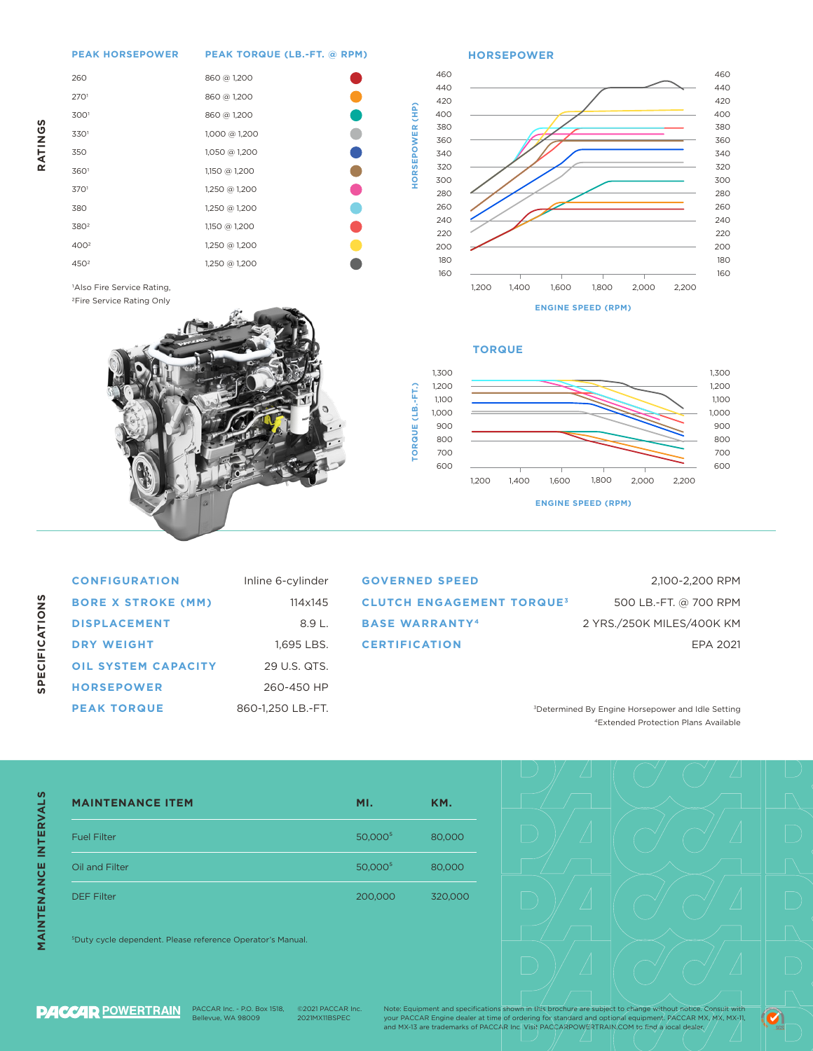## RATINGS

| PEAK HORSEPOWER | PEAK TORQUE (LB.-FT. @ RPM) |
|---|---|
| 260 | 860 @ 1,200 |
| 270[1] | 860 @ 1,200 |
| 300[1] | 860 @ 1,200 |
| 330[1] | 1,000 @ 1,200 |
| 350 | 1,050 @ 1,200 |
| 360[1] | 1,150 @ 1,200 |
| 370[1] | 1,250 @ 1,200 |
| 380 | 1,250 @ 1,200 |
| 380[2] | 1,150 @ 1,200 |
| 400[2] | 1,250 @ 1,200 |
| 450[2] | 1,250 @ 1,200 |

[1]Also Fire Service Rating,
[2]Fire Service Rating Only

### HORSEPOWER

HORSEPOWER (HP)
460
440
420
400
380
360
340
320
300
280
260
240
220
200
180
160

1,200
1,400
1,600
1,800
2,000
2,200

ENGINE SPEED (RPM)

### TORQUE

TORQUE (LB.-FT.)
1,300
1,200
1,100
1,000
900
800
700
600

1,200
1,400
1,600
1,800
2,000
2,200

ENGINE SPEED (RPM)

## SPECIFICATIONS

| | |
|---|---|
| CONFIGURATION | Inline 6-cylinder |
| BORE X STROKE (MM) | 114x145 |
| DISPLACEMENT | 8.9 L. |
| DRY WEIGHT | 1,695 LBS. |
| OIL SYSTEM CAPACITY | 29 U.S. QTS. |
| HORSEPOWER | 260-450 HP |
| PEAK TORQUE | 860-1,250 LB.-FT. |
| GOVERNED SPEED | 2,100-2,200 RPM |
| CLUTCH ENGAGEMENT TORQUE[3] | 500 LB.-FT. @ 700 RPM |
| BASE WARRANTY[4] | 2 YRS./250K MILES/400K KM |
| CERTIFICATION | EPA 2021 |

[3]Determined By Engine Horsepower and Idle Setting
[4]Extended Protection Plans Available

## MAINTENANCE INTERVALS

| MAINTENANCE ITEM | MI. | KM. |
|---|---|---|
| Fuel Filter | 50,000[5] | 80,000 |
| Oil and Filter | 50,000[5] | 80,000 |
| DEF Filter | 200,000 | 320,000 |

[5]Duty cycle dependent. Please reference Operator's Manual.

PACCAR POWERTRAIN

PACCAR Inc. - P.O. Box 1518, Bellevue, WA 98009

©2021 PACCAR Inc. 2021MX11BSPEC

Note: Equipment and specifications shown in this brochure are subject to change without notice. Consult with your PACCAR Engine dealer at time of ordering for standard and optional equipment. PACCAR MX, MX, MX-11, and MX-13 are trademarks of PACCAR Inc. Visit PACCARPOWERTRAIN.COM to find a local dealer.